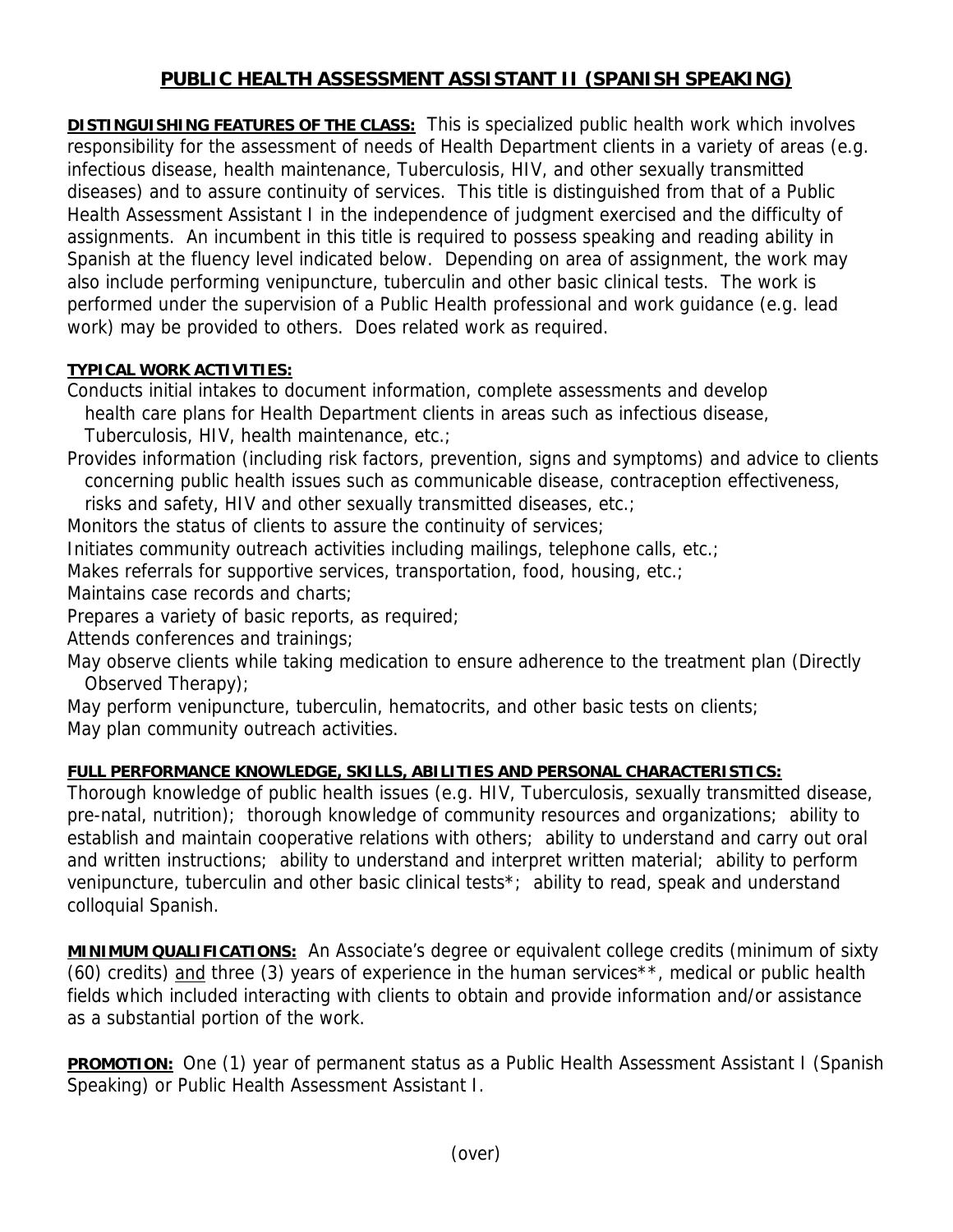# PUBLIC HEALTH ASSESSMENT ASSISTANT II (SPANISH SPEAKING)

**DISTINGUISHING FEATURES OF THE CLASS:** This is specialized public health work which involves responsibility for the assessment of needs of Health Department clients in a variety of areas (e.g. infectious disease, health maintenance, Tuberculosis, HIV, and other sexually transmitted diseases) and to assure continuity of services. This title is distinguished from that of a Public Health Assessment Assistant I in the independence of judgment exercised and the difficulty of assignments. An incumbent in this title is required to possess speaking and reading ability in Spanish at the fluency level indicated below. Depending on area of assignment, the work may also include performing venipuncture, tuberculin and other basic clinical tests. The work is performed under the supervision of a Public Health professional and work guidance (e.g. lead work) may be provided to others. Does related work as required.

**TYPICAL WORK ACTIVITIES:**

Conducts initial intakes to document information, complete assessments and develop health care plans for Health Department clients in areas such as infectious disease, Tuberculosis, HIV, health maintenance, etc.;

Provides information (including risk factors, prevention, signs and symptoms) and advice to clients concerning public health issues such as communicable disease, contraception effectiveness, risks and safety, HIV and other sexually transmitted diseases, etc.;

Monitors the status of clients to assure the continuity of services;

Initiates community outreach activities including mailings, telephone calls, etc.;

Makes referrals for supportive services, transportation, food, housing, etc.;

Maintains case records and charts;

Prepares a variety of basic reports, as required;

Attends conferences and trainings;

May observe clients while taking medication to ensure adherence to the treatment plan (Directly Observed Therapy);

May perform venipuncture, tuberculin, hematocrits, and other basic tests on clients;

May plan community outreach activities.

**FULL PERFORMANCE KNOWLEDGE, SKILLS, ABILITIES AND PERSONAL CHARACTERISTICS:**

Thorough knowledge of public health issues (e.g. HIV, Tuberculosis, sexually transmitted disease, pre-natal, nutrition); thorough knowledge of community resources and organizations; ability to establish and maintain cooperative relations with others; ability to understand and carry out oral and written instructions; ability to understand and interpret written material; ability to perform venipuncture, tuberculin and other basic clinical tests*; ability to read, speak and understand colloquial Spanish.

**MINIMUM QUALIFICATIONS:** An Associate's degree or equivalent college credits (minimum of sixty (60) credits) and three (3) years of experience in the human services**, medical or public health fields which included interacting with clients to obtain and provide information and/or assistance as a substantial portion of the work.

**PROMOTION:** One (1) year of permanent status as a Public Health Assessment Assistant I (Spanish Speaking) or Public Health Assessment Assistant I.

(over)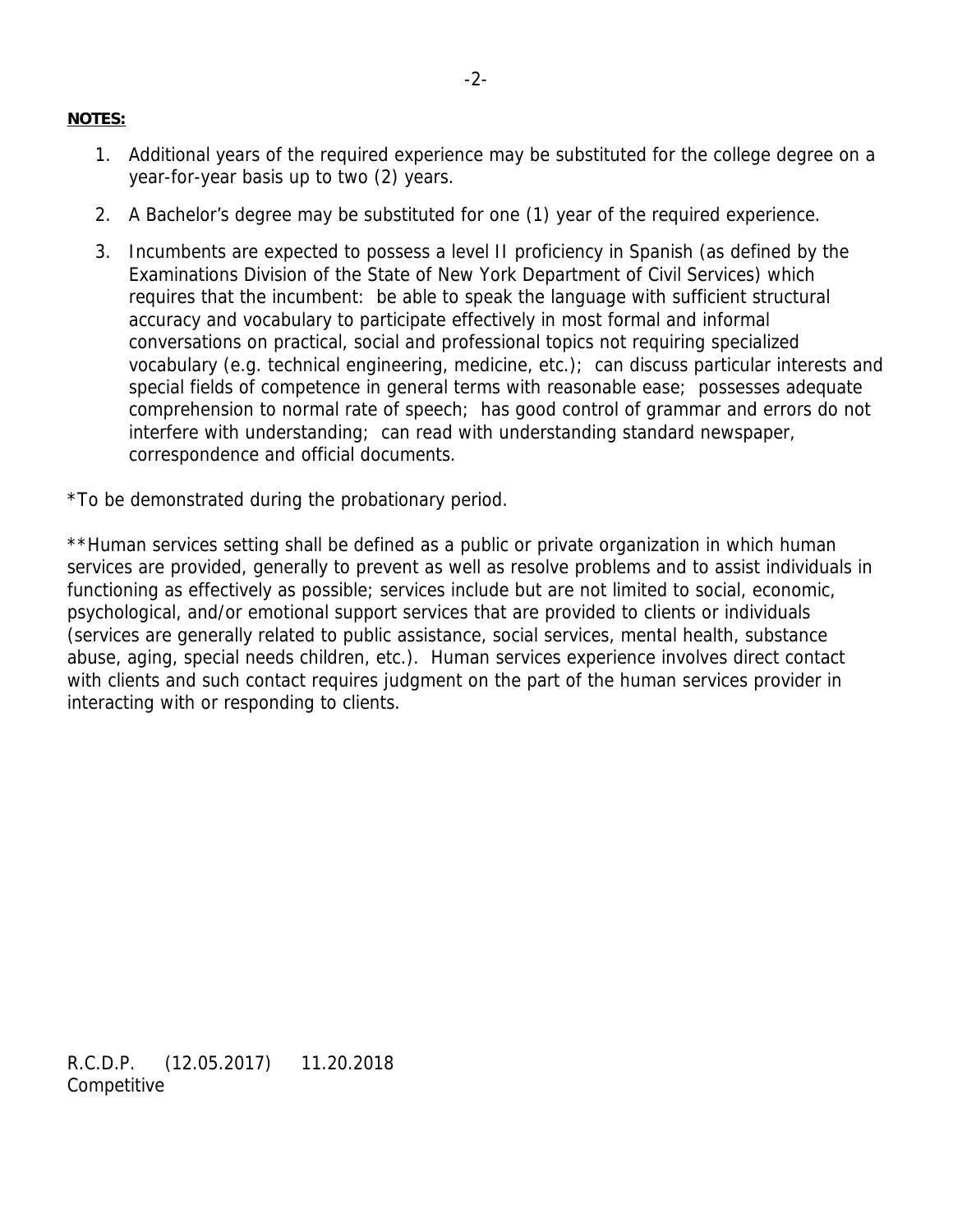**NOTES:**

1. Additional years of the required experience may be substituted for the college degree on a year-for-year basis up to two (2) years.
2. A Bachelor's degree may be substituted for one (1) year of the required experience.
3. Incumbents are expected to possess a level II proficiency in Spanish (as defined by the Examinations Division of the State of New York Department of Civil Services) which requires that the incumbent: be able to speak the language with sufficient structural accuracy and vocabulary to participate effectively in most formal and informal conversations on practical, social and professional topics not requiring specialized vocabulary (e.g. technical engineering, medicine, etc.); can discuss particular interests and special fields of competence in general terms with reasonable ease; possesses adequate comprehension to normal rate of speech; has good control of grammar and errors do not interfere with understanding; can read with understanding standard newspaper, correspondence and official documents.

*To be demonstrated during the probationary period.

**Human services setting shall be defined as a public or private organization in which human services are provided, generally to prevent as well as resolve problems and to assist individuals in functioning as effectively as possible; services include but are not limited to social, economic, psychological, and/or emotional support services that are provided to clients or individuals (services are generally related to public assistance, social services, mental health, substance abuse, aging, special needs children, etc.). Human services experience involves direct contact with clients and such contact requires judgment on the part of the human services provider in interacting with or responding to clients.

R.C.D.P. (12.05.2017) 11.20.2018
Competitive